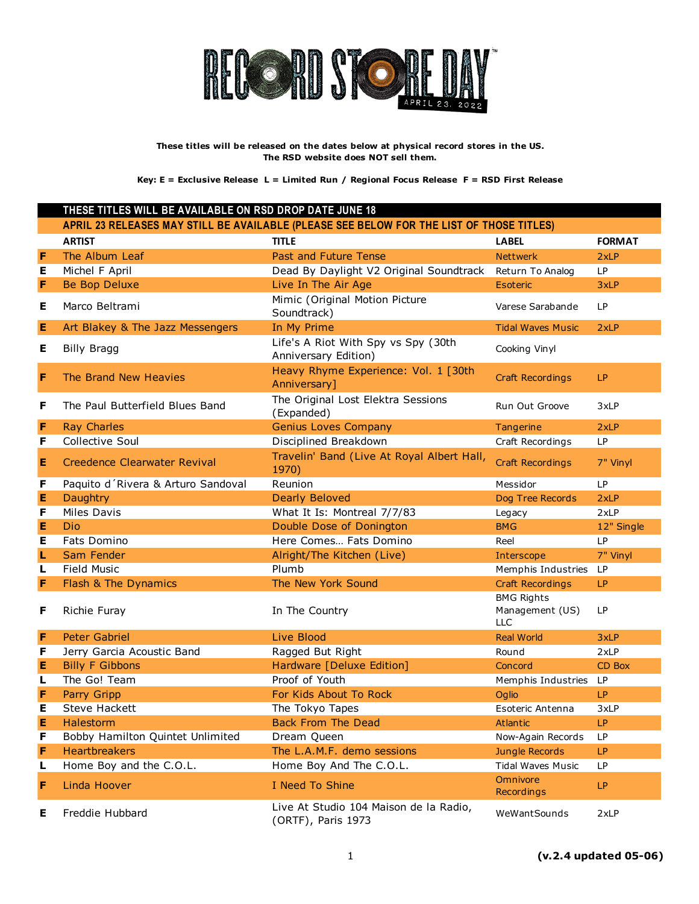# RECORD STORE DAY

APRIL 23, 2022

**These titles will be released on the dates below at physical record stores in the US.**
**The RSD website does NOT sell them.**

**Key: E = Exclusive Release L = Limited Run / Regional Focus Release F = RSD First Release**

| | **THESE TITLES WILL BE AVAILABLE ON RSD DROP DATE JUNE 18** | | | |
|---|---|---|---|---|
| | **APRIL 23 RELEASES MAY STILL BE AVAILABLE (PLEASE SEE BELOW FOR THE LIST OF THOSE TITLES)** | | | |
| | **ARTIST** | **TITLE** | **LABEL** | **FORMAT** |
| **F** | The Album Leaf | Past and Future Tense | Nettwerk | 2xLP |
| **E** | Michel F April | Dead By Daylight V2 Original Soundtrack | Return To Analog | LP |
| **F** | Be Bop Deluxe | Live In The Air Age | Esoteric | 3xLP |
| **E** | Marco Beltrami | Mimic (Original Motion Picture Soundtrack) | Varese Sarabande | LP |
| **E** | Art Blakey & The Jazz Messengers | In My Prime | Tidal Waves Music | 2xLP |
| **E** | Billy Bragg | Life's A Riot With Spy vs Spy (30th Anniversary Edition) | Cooking Vinyl | |
| **F** | The Brand New Heavies | Heavy Rhyme Experience: Vol. 1 [30th Anniversary] | Craft Recordings | LP |
| **F** | The Paul Butterfield Blues Band | The Original Lost Elektra Sessions (Expanded) | Run Out Groove | 3xLP |
| **F** | Ray Charles | Genius Loves Company | Tangerine | 2xLP |
| **F** | Collective Soul | Disciplined Breakdown | Craft Recordings | LP |
| **E** | Creedence Clearwater Revival | Travelin' Band (Live At Royal Albert Hall, 1970) | Craft Recordings | 7" Vinyl |
| **F** | Paquito d´Rivera & Arturo Sandoval | Reunion | Messidor | LP |
| **E** | Daughtry | Dearly Beloved | Dog Tree Records | 2xLP |
| **F** | Miles Davis | What It Is: Montreal 7/7/83 | Legacy | 2xLP |
| **E** | Dio | Double Dose of Donington | BMG | 12" Single |
| **E** | Fats Domino | Here Comes… Fats Domino | Reel | LP |
| **L** | Sam Fender | Alright/The Kitchen (Live) | Interscope | 7" Vinyl |
| **L** | Field Music | Plumb | Memphis Industries | LP |
| **F** | Flash & The Dynamics | The New York Sound | Craft Recordings | LP |
| **F** | Richie Furay | In The Country | BMG Rights Management (US) LLC | LP |
| **F** | Peter Gabriel | Live Blood | Real World | 3xLP |
| **F** | Jerry Garcia Acoustic Band | Ragged But Right | Round | 2xLP |
| **E** | Billy F Gibbons | Hardware [Deluxe Edition] | Concord | CD Box |
| **L** | The Go! Team | Proof of Youth | Memphis Industries | LP |
| **F** | Parry Gripp | For Kids About To Rock | Oglio | LP |
| **E** | Steve Hackett | The Tokyo Tapes | Esoteric Antenna | 3xLP |
| **E** | Halestorm | Back From The Dead | Atlantic | LP |
| **F** | Bobby Hamilton Quintet Unlimited | Dream Queen | Now-Again Records | LP |
| **F** | Heartbreakers | The L.A.M.F. demo sessions | Jungle Records | LP |
| **L** | Home Boy and the C.O.L. | Home Boy And The C.O.L. | Tidal Waves Music | LP |
| **F** | Linda Hoover | I Need To Shine | Omnivore Recordings | LP |
| **E** | Freddie Hubbard | Live At Studio 104 Maison de la Radio, (ORTF), Paris 1973 | WeWantSounds | 2xLP |

**(v.2.4 updated 05-06)**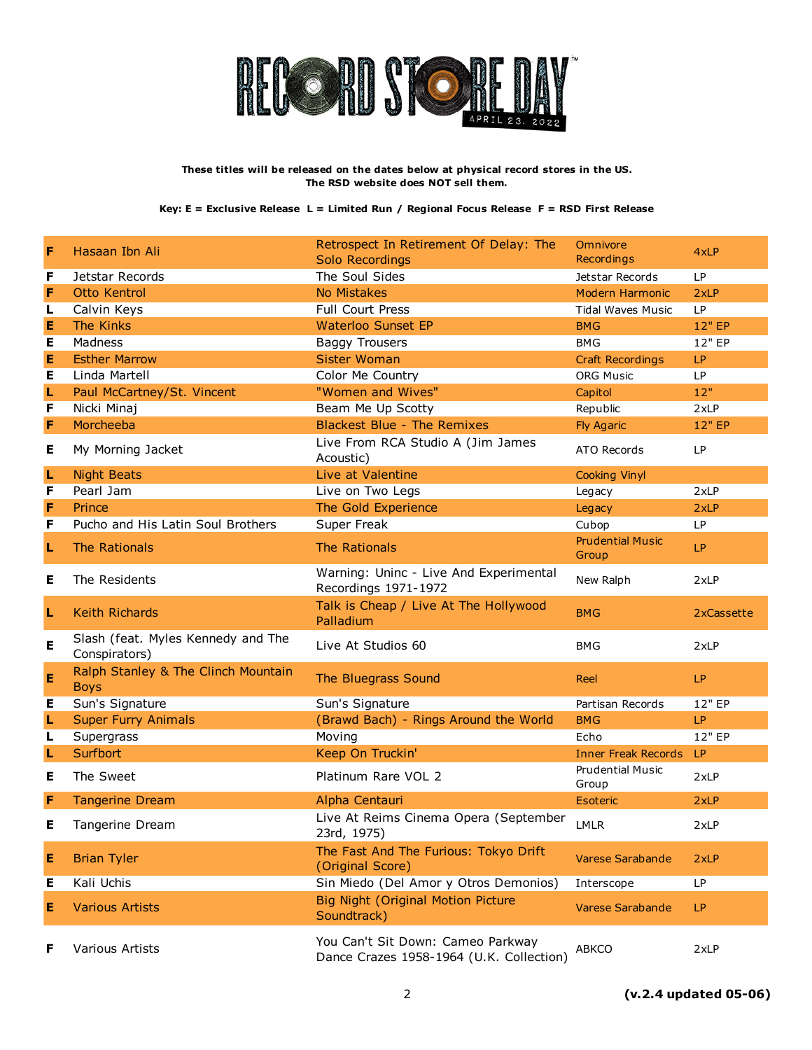**These titles will be released on the dates below at physical record stores in the US.**
**The RSD website does NOT sell them.**

**Key: E = Exclusive Release L = Limited Run / Regional Focus Release F = RSD First Release**

| | | | | |
|---|---|---|---|---|
| F | Hasaan Ibn Ali | Retrospect In Retirement Of Delay: The Solo Recordings | Omnivore Recordings | 4xLP |
| F | Jetstar Records | The Soul Sides | Jetstar Records | LP |
| F | Otto Kentrol | No Mistakes | Modern Harmonic | 2xLP |
| L | Calvin Keys | Full Court Press | Tidal Waves Music | LP |
| E | The Kinks | Waterloo Sunset EP | BMG | 12" EP |
| E | Madness | Baggy Trousers | BMG | 12" EP |
| E | Esther Marrow | Sister Woman | Craft Recordings | LP |
| E | Linda Martell | Color Me Country | ORG Music | LP |
| L | Paul McCartney/St. Vincent | "Women and Wives" | Capitol | 12" |
| F | Nicki Minaj | Beam Me Up Scotty | Republic | 2xLP |
| F | Morcheeba | Blackest Blue - The Remixes | Fly Agaric | 12" EP |
| E | My Morning Jacket | Live From RCA Studio A (Jim James Acoustic) | ATO Records | LP |
| L | Night Beats | Live at Valentine | Cooking Vinyl | |
| F | Pearl Jam | Live on Two Legs | Legacy | 2xLP |
| F | Prince | The Gold Experience | Legacy | 2xLP |
| F | Pucho and His Latin Soul Brothers | Super Freak | Cubop | LP |
| L | The Rationals | The Rationals | Prudential Music Group | LP |
| E | The Residents | Warning: Uninc - Live And Experimental Recordings 1971-1972 | New Ralph | 2xLP |
| L | Keith Richards | Talk is Cheap / Live At The Hollywood Palladium | BMG | 2xCassette |
| E | Slash (feat. Myles Kennedy and The Conspirators) | Live At Studios 60 | BMG | 2xLP |
| E | Ralph Stanley & The Clinch Mountain Boys | The Bluegrass Sound | Reel | LP |
| E | Sun's Signature | Sun's Signature | Partisan Records | 12" EP |
| L | Super Furry Animals | (Brawd Bach) - Rings Around the World | BMG | LP |
| L | Supergrass | Moving | Echo | 12" EP |
| L | Surfbort | Keep On Truckin' | Inner Freak Records | LP |
| E | The Sweet | Platinum Rare VOL 2 | Prudential Music Group | 2xLP |
| F | Tangerine Dream | Alpha Centauri | Esoteric | 2xLP |
| E | Tangerine Dream | Live At Reims Cinema Opera (September 23rd, 1975) | LMLR | 2xLP |
| E | Brian Tyler | The Fast And The Furious: Tokyo Drift (Original Score) | Varese Sarabande | 2xLP |
| E | Kali Uchis | Sin Miedo (Del Amor y Otros Demonios) | Interscope | LP |
| E | Various Artists | Big Night (Original Motion Picture Soundtrack) | Varese Sarabande | LP |
| F | Various Artists | You Can't Sit Down: Cameo Parkway Dance Crazes 1958-1964 (U.K. Collection) | ABKCO | 2xLP |

**(v.2.4 updated 05-06)**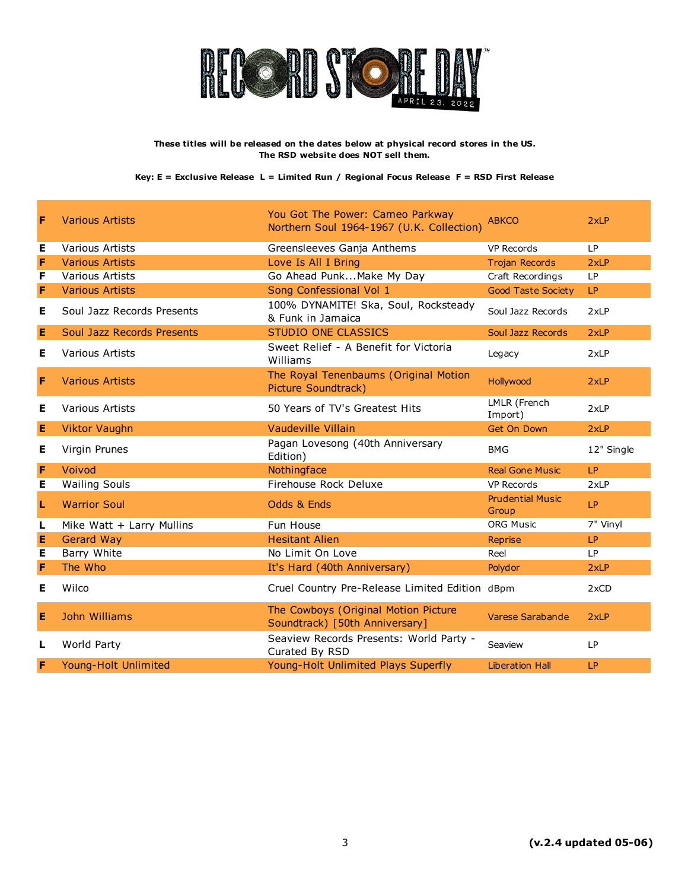These titles will be released on the dates below at physical record stores in the US.
The RSD website does NOT sell them.

Key: E = Exclusive Release L = Limited Run / Regional Focus Release F = RSD First Release

| | | | | |
|---|---|---|---|---|
| F | Various Artists | You Got The Power: Cameo Parkway Northern Soul 1964-1967 (U.K. Collection) | ABKCO | 2xLP |
| E | Various Artists | Greensleeves Ganja Anthems | VP Records | LP |
| F | Various Artists | Love Is All I Bring | Trojan Records | 2xLP |
| F | Various Artists | Go Ahead Punk...Make My Day | Craft Recordings | LP |
| F | Various Artists | Song Confessional Vol 1 | Good Taste Society | LP |
| E | Soul Jazz Records Presents | 100% DYNAMITE! Ska, Soul, Rocksteady & Funk in Jamaica | Soul Jazz Records | 2xLP |
| E | Soul Jazz Records Presents | STUDIO ONE CLASSICS | Soul Jazz Records | 2xLP |
| E | Various Artists | Sweet Relief - A Benefit for Victoria Williams | Legacy | 2xLP |
| F | Various Artists | The Royal Tenenbaums (Original Motion Picture Soundtrack) | Hollywood | 2xLP |
| E | Various Artists | 50 Years of TV's Greatest Hits | LMLR (French Import) | 2xLP |
| E | Viktor Vaughn | Vaudeville Villain | Get On Down | 2xLP |
| E | Virgin Prunes | Pagan Lovesong (40th Anniversary Edition) | BMG | 12" Single |
| F | Voivod | Nothingface | Real Gone Music | LP |
| E | Wailing Souls | Firehouse Rock Deluxe | VP Records | 2xLP |
| L | Warrior Soul | Odds & Ends | Prudential Music Group | LP |
| L | Mike Watt + Larry Mullins | Fun House | ORG Music | 7" Vinyl |
| E | Gerard Way | Hesitant Alien | Reprise | LP |
| E | Barry White | No Limit On Love | Reel | LP |
| F | The Who | It's Hard (40th Anniversary) | Polydor | 2xLP |
| E | Wilco | Cruel Country Pre-Release Limited Edition | dBpm | 2xCD |
| E | John Williams | The Cowboys (Original Motion Picture Soundtrack) [50th Anniversary] | Varese Sarabande | 2xLP |
| L | World Party | Seaview Records Presents: World Party - Curated By RSD | Seaview | LP |
| F | Young-Holt Unlimited | Young-Holt Unlimited Plays Superfly | Liberation Hall | LP |

**(v.2.4 updated 05-06)**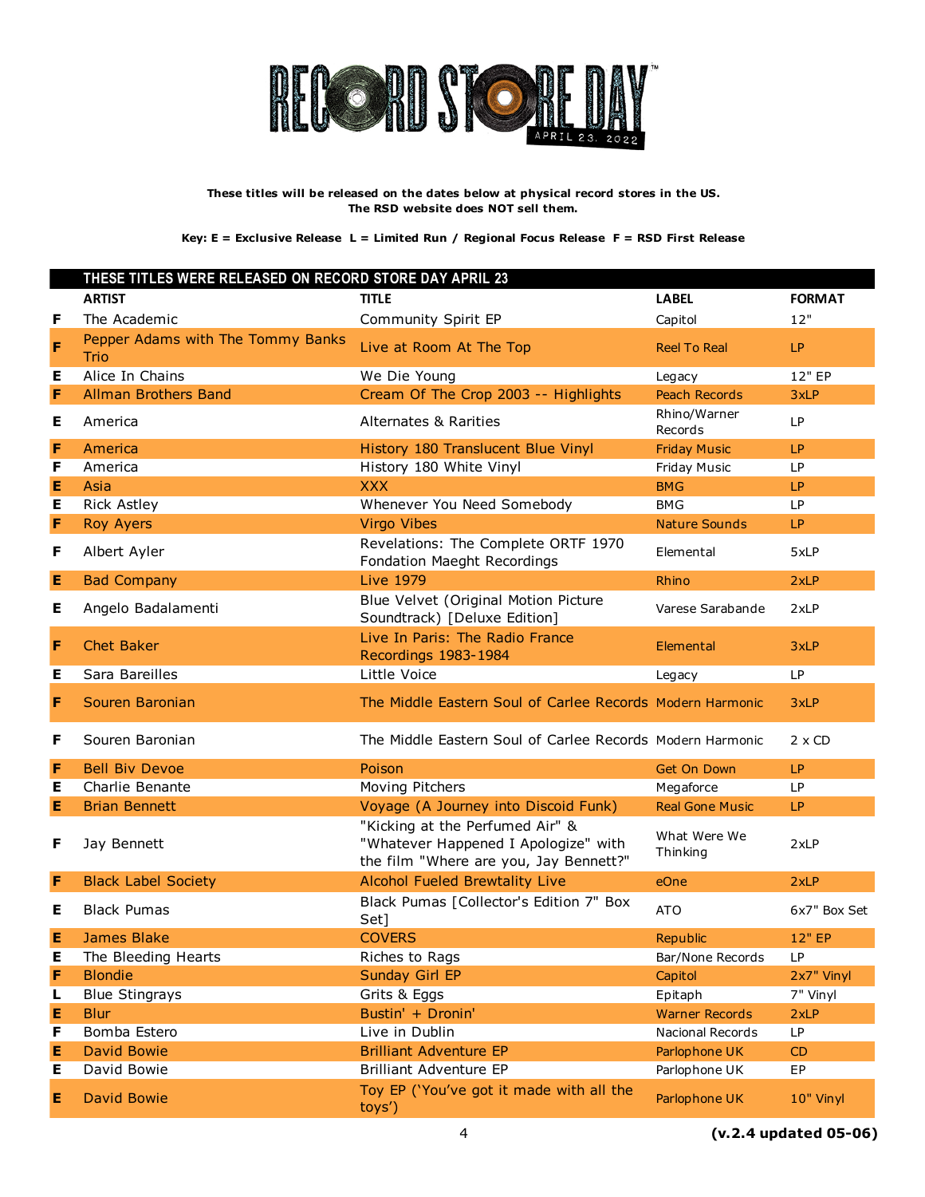These titles will be released on the dates below at physical record stores in the US.
The RSD website does NOT sell them.

Key: E = Exclusive Release L = Limited Run / Regional Focus Release F = RSD First Release

| | THESE TITLES WERE RELEASED ON RECORD STORE DAY APRIL 23 | | | |
|---|---|---|---|---|
| | **ARTIST** | **TITLE** | **LABEL** | **FORMAT** |
| F | The Academic | Community Spirit EP | Capitol | 12" |
| F | Pepper Adams with The Tommy Banks Trio | Live at Room At The Top | Reel To Real | LP |
| E | Alice In Chains | We Die Young | Legacy | 12" EP |
| F | Allman Brothers Band | Cream Of The Crop 2003 -- Highlights | Peach Records | 3xLP |
| E | America | Alternates & Rarities | Rhino/Warner Records | LP |
| F | America | History 180 Translucent Blue Vinyl | Friday Music | LP |
| F | America | History 180 White Vinyl | Friday Music | LP |
| E | Asia | XXX | BMG | LP |
| E | Rick Astley | Whenever You Need Somebody | BMG | LP |
| F | Roy Ayers | Virgo Vibes | Nature Sounds | LP |
| F | Albert Ayler | Revelations: The Complete ORTF 1970 Fondation Maeght Recordings | Elemental | 5xLP |
| E | Bad Company | Live 1979 | Rhino | 2xLP |
| E | Angelo Badalamenti | Blue Velvet (Original Motion Picture Soundtrack) [Deluxe Edition] | Varese Sarabande | 2xLP |
| F | Chet Baker | Live In Paris: The Radio France Recordings 1983-1984 | Elemental | 3xLP |
| E | Sara Bareilles | Little Voice | Legacy | LP |
| F | Souren Baronian | The Middle Eastern Soul of Carlee Records | Modern Harmonic | 3xLP |
| F | Souren Baronian | The Middle Eastern Soul of Carlee Records | Modern Harmonic | 2 x CD |
| F | Bell Biv Devoe | Poison | Get On Down | LP |
| E | Charlie Benante | Moving Pitchers | Megaforce | LP |
| E | Brian Bennett | Voyage (A Journey into Discoid Funk) | Real Gone Music | LP |
| F | Jay Bennett | "Kicking at the Perfumed Air" & "Whatever Happened I Apologize" with the film "Where are you, Jay Bennett?" | What Were We Thinking | 2xLP |
| F | Black Label Society | Alcohol Fueled Brewtality Live | eOne | 2xLP |
| E | Black Pumas | Black Pumas [Collector's Edition 7" Box Set] | ATO | 6x7" Box Set |
| E | James Blake | COVERS | Republic | 12" EP |
| E | The Bleeding Hearts | Riches to Rags | Bar/None Records | LP |
| F | Blondie | Sunday Girl EP | Capitol | 2x7" Vinyl |
| L | Blue Stingrays | Grits & Eggs | Epitaph | 7" Vinyl |
| E | Blur | Bustin' + Dronin' | Warner Records | 2xLP |
| F | Bomba Estero | Live in Dublin | Nacional Records | LP |
| E | David Bowie | Brilliant Adventure EP | Parlophone UK | CD |
| E | David Bowie | Brilliant Adventure EP | Parlophone UK | EP |
| E | David Bowie | Toy EP ('You've got it made with all the toys') | Parlophone UK | 10" Vinyl |

(v.2.4 updated 05-06)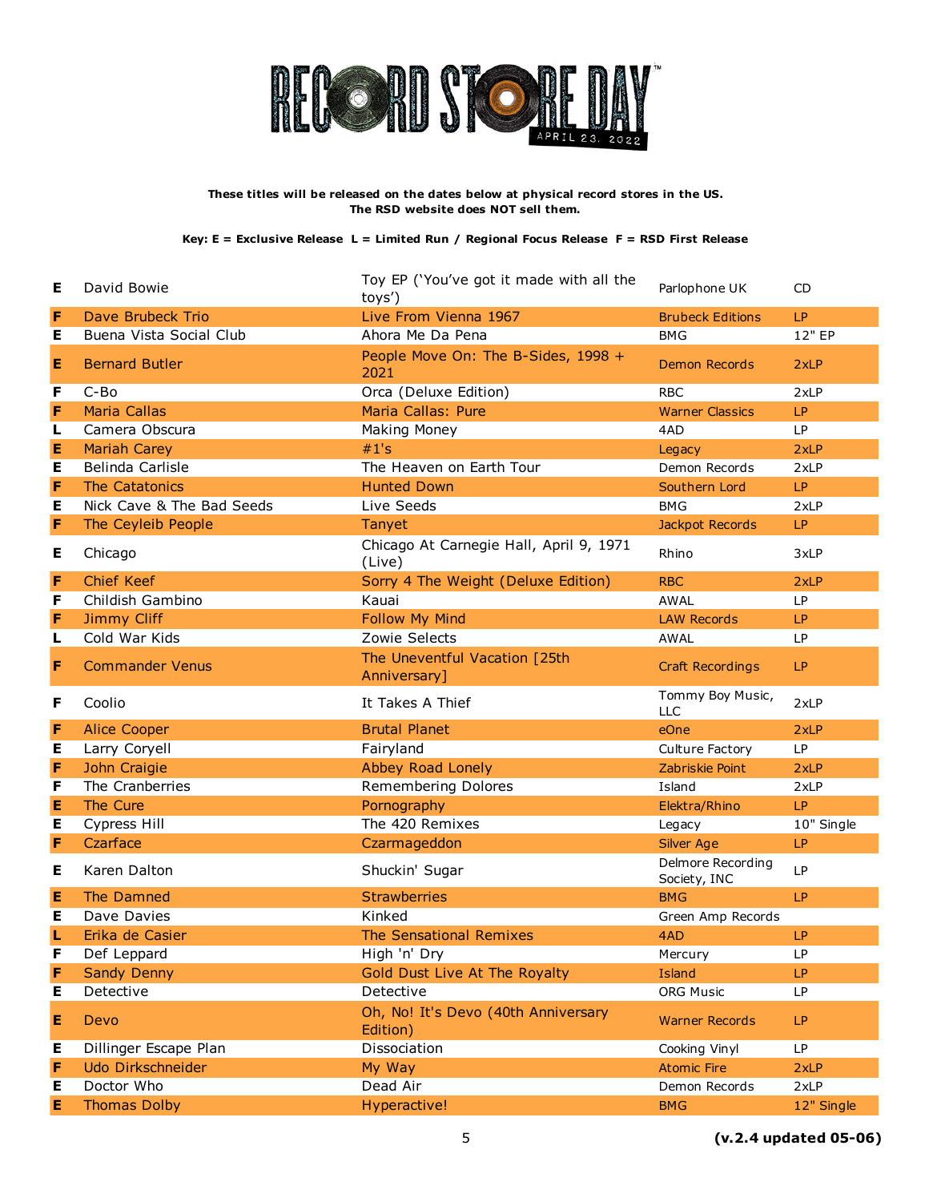# RECORD STORE DAY — APRIL 23, 2022

**These titles will be released on the dates below at physical record stores in the US.**
**The RSD website does NOT sell them.**

**Key: E = Exclusive Release L = Limited Run / Regional Focus Release F = RSD First Release**

| | Artist | Title | Label | Format |
|---|---|---|---|---|
| E | David Bowie | Toy EP ('You've got it made with all the toys') | Parlophone UK | CD |
| F | Dave Brubeck Trio | Live From Vienna 1967 | Brubeck Editions | LP |
| E | Buena Vista Social Club | Ahora Me Da Pena | BMG | 12" EP |
| E | Bernard Butler | People Move On: The B-Sides, 1998 + 2021 | Demon Records | 2xLP |
| F | C-Bo | Orca (Deluxe Edition) | RBC | 2xLP |
| F | Maria Callas | Maria Callas: Pure | Warner Classics | LP |
| L | Camera Obscura | Making Money | 4AD | LP |
| E | Mariah Carey | #1's | Legacy | 2xLP |
| E | Belinda Carlisle | The Heaven on Earth Tour | Demon Records | 2xLP |
| F | The Catatonics | Hunted Down | Southern Lord | LP |
| E | Nick Cave & The Bad Seeds | Live Seeds | BMG | 2xLP |
| F | The Ceyleib People | Tanyet | Jackpot Records | LP |
| E | Chicago | Chicago At Carnegie Hall, April 9, 1971 (Live) | Rhino | 3xLP |
| F | Chief Keef | Sorry 4 The Weight (Deluxe Edition) | RBC | 2xLP |
| F | Childish Gambino | Kauai | AWAL | LP |
| F | Jimmy Cliff | Follow My Mind | LAW Records | LP |
| L | Cold War Kids | Zowie Selects | AWAL | LP |
| F | Commander Venus | The Uneventful Vacation [25th Anniversary] | Craft Recordings | LP |
| F | Coolio | It Takes A Thief | Tommy Boy Music, LLC | 2xLP |
| F | Alice Cooper | Brutal Planet | eOne | 2xLP |
| E | Larry Coryell | Fairyland | Culture Factory | LP |
| F | John Craigie | Abbey Road Lonely | Zabriskie Point | 2xLP |
| F | The Cranberries | Remembering Dolores | Island | 2xLP |
| E | The Cure | Pornography | Elektra/Rhino | LP |
| E | Cypress Hill | The 420 Remixes | Legacy | 10" Single |
| F | Czarface | Czarmageddon | Silver Age | LP |
| E | Karen Dalton | Shuckin' Sugar | Delmore Recording Society, INC | LP |
| E | The Damned | Strawberries | BMG | LP |
| E | Dave Davies | Kinked | Green Amp Records | |
| L | Erika de Casier | The Sensational Remixes | 4AD | LP |
| F | Def Leppard | High 'n' Dry | Mercury | LP |
| F | Sandy Denny | Gold Dust Live At The Royalty | Island | LP |
| E | Detective | Detective | ORG Music | LP |
| E | Devo | Oh, No! It's Devo (40th Anniversary Edition) | Warner Records | LP |
| E | Dillinger Escape Plan | Dissociation | Cooking Vinyl | LP |
| F | Udo Dirkschneider | My Way | Atomic Fire | 2xLP |
| E | Doctor Who | Dead Air | Demon Records | 2xLP |
| E | Thomas Dolby | Hyperactive! | BMG | 12" Single |

**(v.2.4 updated 05-06)**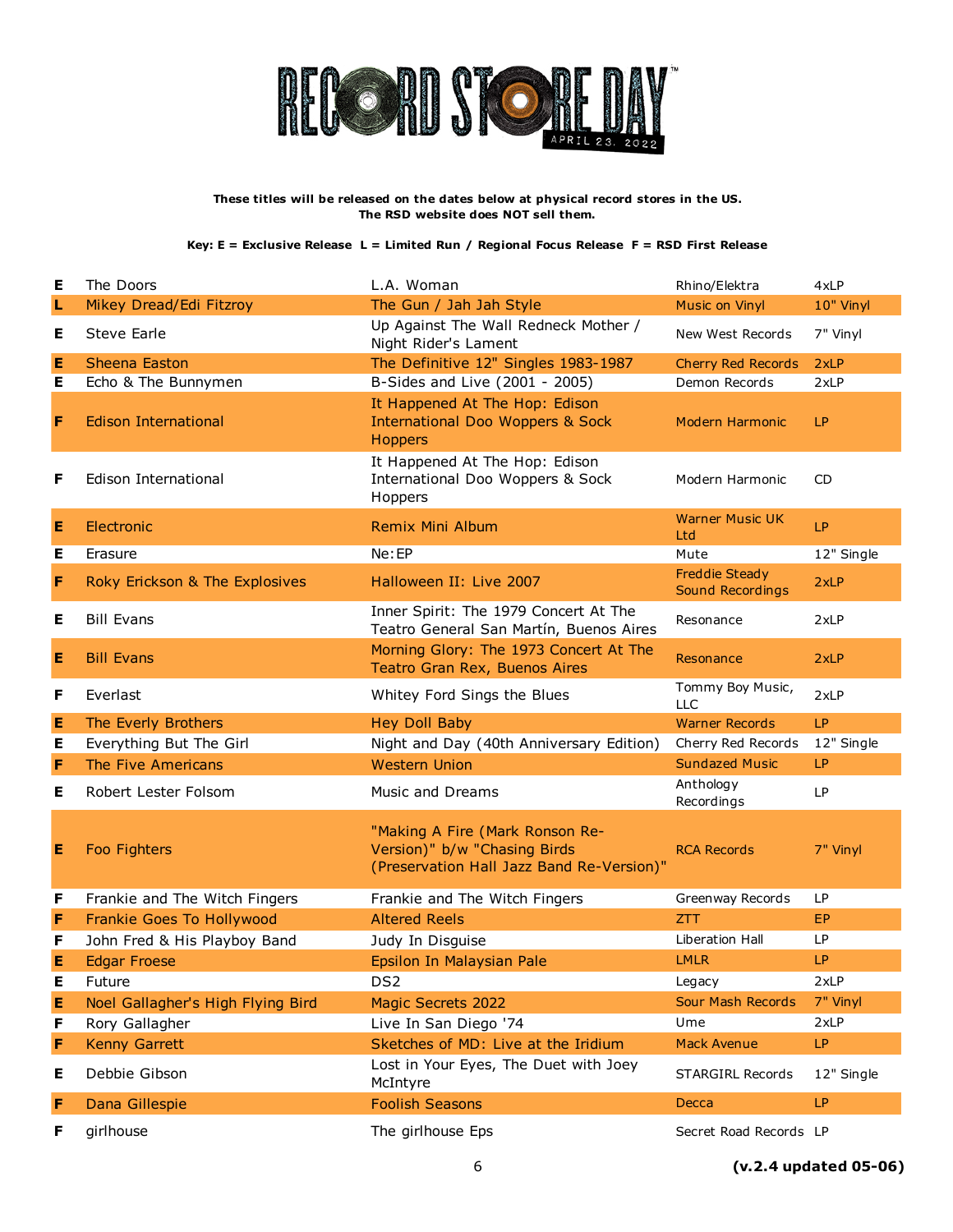These titles will be released on the dates below at physical record stores in the US.
The RSD website does NOT sell them.

**Key: E = Exclusive Release L = Limited Run / Regional Focus Release F = RSD First Release**

| | | | | |
|---|---|---|---|---|
| E | The Doors | L.A. Woman | Rhino/Elektra | 4xLP |
| L | Mikey Dread/Edi Fitzroy | The Gun / Jah Jah Style | Music on Vinyl | 10" Vinyl |
| E | Steve Earle | Up Against The Wall Redneck Mother / Night Rider's Lament | New West Records | 7" Vinyl |
| E | Sheena Easton | The Definitive 12" Singles 1983-1987 | Cherry Red Records | 2xLP |
| E | Echo & The Bunnymen | B-Sides and Live (2001 - 2005) | Demon Records | 2xLP |
| F | Edison International | It Happened At The Hop: Edison International Doo Woppers & Sock Hoppers | Modern Harmonic | LP |
| F | Edison International | It Happened At The Hop: Edison International Doo Woppers & Sock Hoppers | Modern Harmonic | CD |
| E | Electronic | Remix Mini Album | Warner Music UK Ltd | LP |
| E | Erasure | Ne:EP | Mute | 12" Single |
| F | Roky Erickson & The Explosives | Halloween II: Live 2007 | Freddie Steady Sound Recordings | 2xLP |
| E | Bill Evans | Inner Spirit: The 1979 Concert At The Teatro General San Martín, Buenos Aires | Resonance | 2xLP |
| E | Bill Evans | Morning Glory: The 1973 Concert At The Teatro Gran Rex, Buenos Aires | Resonance | 2xLP |
| F | Everlast | Whitey Ford Sings the Blues | Tommy Boy Music, LLC | 2xLP |
| E | The Everly Brothers | Hey Doll Baby | Warner Records | LP |
| E | Everything But The Girl | Night and Day (40th Anniversary Edition) | Cherry Red Records | 12" Single |
| F | The Five Americans | Western Union | Sundazed Music | LP |
| E | Robert Lester Folsom | Music and Dreams | Anthology Recordings | LP |
| E | Foo Fighters | "Making A Fire (Mark Ronson Re-Version)" b/w "Chasing Birds (Preservation Hall Jazz Band Re-Version)" | RCA Records | 7" Vinyl |
| F | Frankie and The Witch Fingers | Frankie and The Witch Fingers | Greenway Records | LP |
| F | Frankie Goes To Hollywood | Altered Reels | ZTT | EP |
| F | John Fred & His Playboy Band | Judy In Disguise | Liberation Hall | LP |
| E | Edgar Froese | Epsilon In Malaysian Pale | LMLR | LP |
| E | Future | DS2 | Legacy | 2xLP |
| E | Noel Gallagher's High Flying Bird | Magic Secrets 2022 | Sour Mash Records | 7" Vinyl |
| F | Rory Gallagher | Live In San Diego '74 | Ume | 2xLP |
| F | Kenny Garrett | Sketches of MD: Live at the Iridium | Mack Avenue | LP |
| E | Debbie Gibson | Lost in Your Eyes, The Duet with Joey McIntyre | STARGIRL Records | 12" Single |
| F | Dana Gillespie | Foolish Seasons | Decca | LP |
| F | girlhouse | The girlhouse Eps | Secret Road Records | LP |

**(v.2.4 updated 05-06)**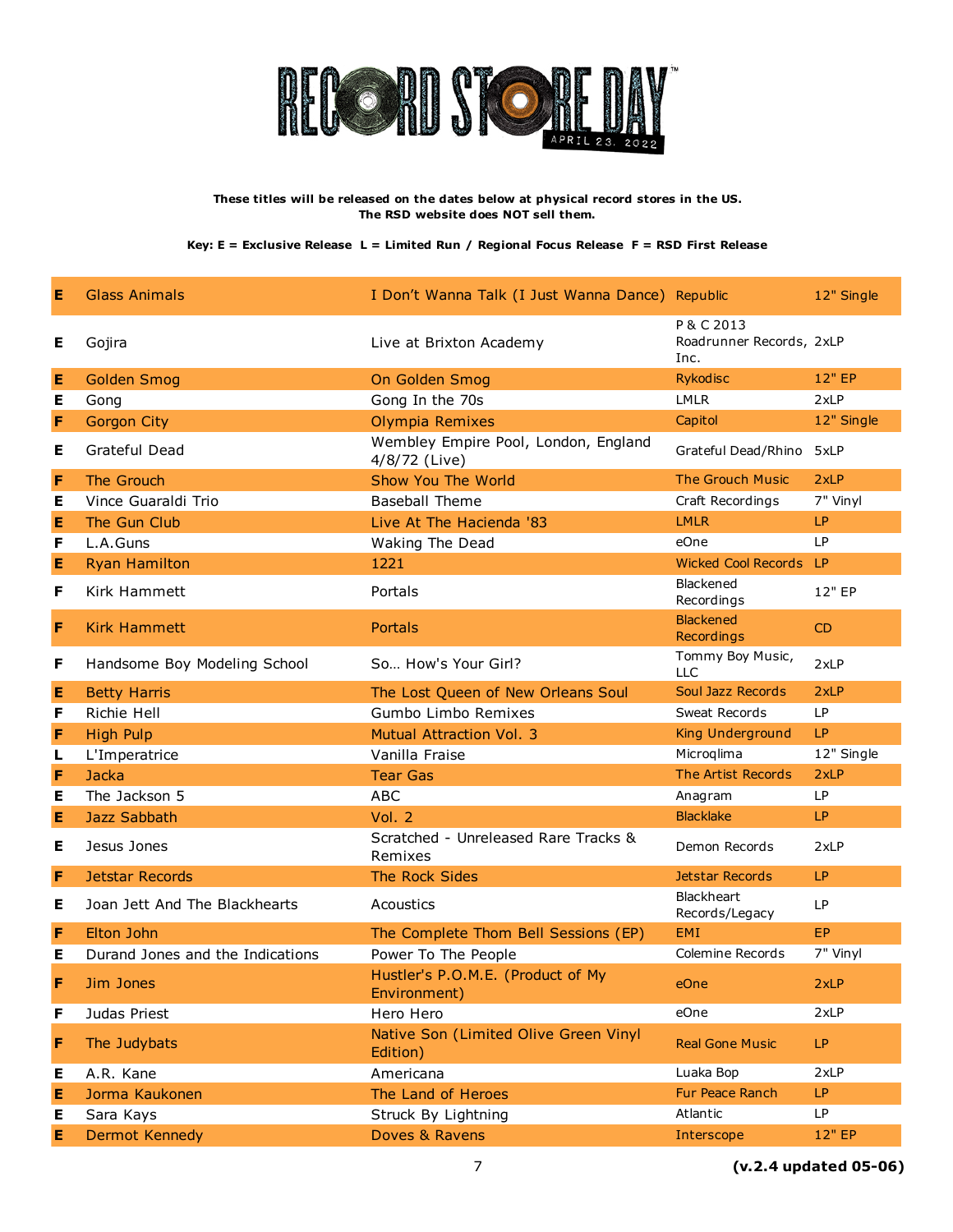These titles will be released on the dates below at physical record stores in the US.
The RSD website does NOT sell them.

Key: E = Exclusive Release  L = Limited Run / Regional Focus Release  F = RSD First Release

| | Artist | Title | Label | Format |
|---|---|---|---|---|
| E | Glass Animals | I Don't Wanna Talk (I Just Wanna Dance) | Republic | 12" Single |
| E | Gojira | Live at Brixton Academy | P & C 2013 Roadrunner Records, Inc. | 2xLP |
| E | Golden Smog | On Golden Smog | Rykodisc | 12" EP |
| E | Gong | Gong In the 70s | LMLR | 2xLP |
| F | Gorgon City | Olympia Remixes | Capitol | 12" Single |
| E | Grateful Dead | Wembley Empire Pool, London, England 4/8/72 (Live) | Grateful Dead/Rhino | 5xLP |
| F | The Grouch | Show You The World | The Grouch Music | 2xLP |
| E | Vince Guaraldi Trio | Baseball Theme | Craft Recordings | 7" Vinyl |
| E | The Gun Club | Live At The Hacienda '83 | LMLR | LP |
| F | L.A.Guns | Waking The Dead | eOne | LP |
| E | Ryan Hamilton | 1221 | Wicked Cool Records | LP |
| F | Kirk Hammett | Portals | Blackened Recordings | 12" EP |
| F | Kirk Hammett | Portals | Blackened Recordings | CD |
| F | Handsome Boy Modeling School | So... How's Your Girl? | Tommy Boy Music, LLC | 2xLP |
| E | Betty Harris | The Lost Queen of New Orleans Soul | Soul Jazz Records | 2xLP |
| F | Richie Hell | Gumbo Limbo Remixes | Sweat Records | LP |
| F | High Pulp | Mutual Attraction Vol. 3 | King Underground | LP |
| L | L'Imperatrice | Vanilla Fraise | Microqlima | 12" Single |
| F | Jacka | Tear Gas | The Artist Records | 2xLP |
| E | The Jackson 5 | ABC | Anagram | LP |
| E | Jazz Sabbath | Vol. 2 | Blacklake | LP |
| E | Jesus Jones | Scratched - Unreleased Rare Tracks & Remixes | Demon Records | 2xLP |
| F | Jetstar Records | The Rock Sides | Jetstar Records | LP |
| E | Joan Jett And The Blackhearts | Acoustics | Blackheart Records/Legacy | LP |
| F | Elton John | The Complete Thom Bell Sessions (EP) | EMI | EP |
| E | Durand Jones and the Indications | Power To The People | Colemine Records | 7" Vinyl |
| F | Jim Jones | Hustler's P.O.M.E. (Product of My Environment) | eOne | 2xLP |
| F | Judas Priest | Hero Hero | eOne | 2xLP |
| F | The Judybats | Native Son (Limited Olive Green Vinyl Edition) | Real Gone Music | LP |
| E | A.R. Kane | Americana | Luaka Bop | 2xLP |
| E | Jorma Kaukonen | The Land of Heroes | Fur Peace Ranch | LP |
| E | Sara Kays | Struck By Lightning | Atlantic | LP |
| E | Dermot Kennedy | Doves & Ravens | Interscope | 12" EP |

**(v.2.4 updated 05-06)**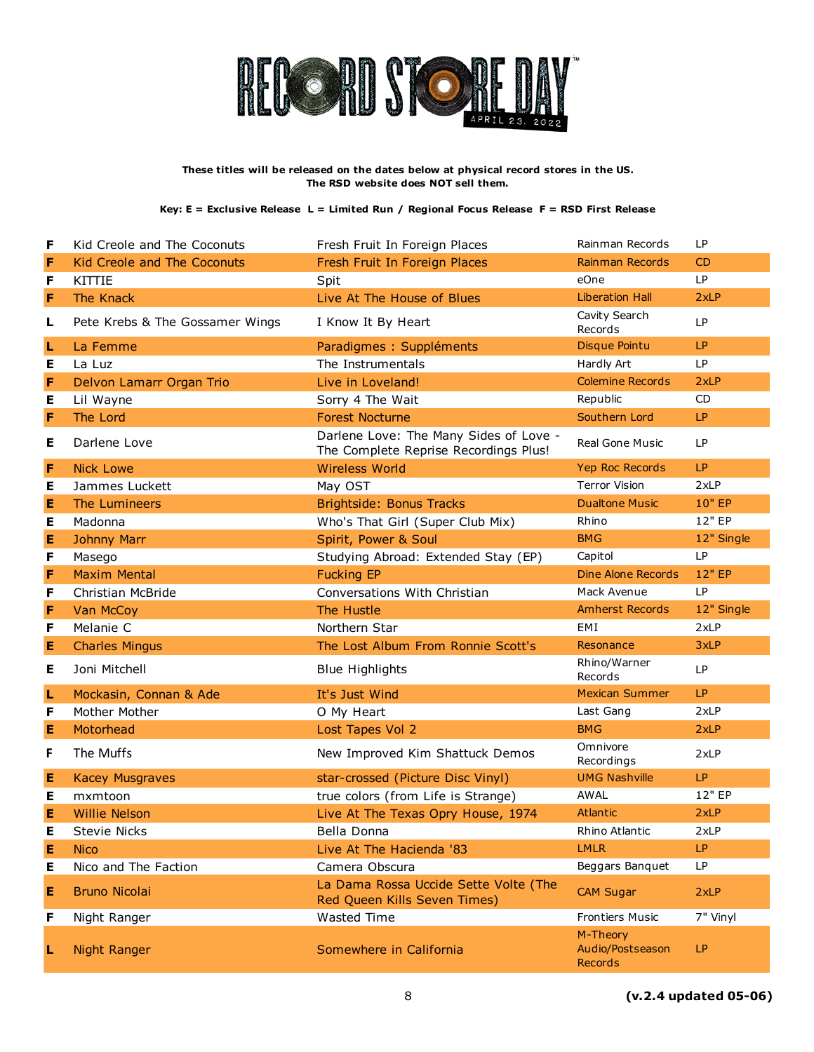These titles will be released on the dates below at physical record stores in the US.
The RSD website does NOT sell them.

**Key: E = Exclusive Release L = Limited Run / Regional Focus Release F = RSD First Release**

| | | | | |
|---|---|---|---|---|
| F | Kid Creole and The Coconuts | Fresh Fruit In Foreign Places | Rainman Records | LP |
| F | Kid Creole and The Coconuts | Fresh Fruit In Foreign Places | Rainman Records | CD |
| F | KITTIE | Spit | eOne | LP |
| F | The Knack | Live At The House of Blues | Liberation Hall | 2xLP |
| L | Pete Krebs & The Gossamer Wings | I Know It By Heart | Cavity Search Records | LP |
| L | La Femme | Paradigmes : Suppléments | Disque Pointu | LP |
| E | La Luz | The Instrumentals | Hardly Art | LP |
| F | Delvon Lamarr Organ Trio | Live in Loveland! | Colemine Records | 2xLP |
| E | Lil Wayne | Sorry 4 The Wait | Republic | CD |
| F | The Lord | Forest Nocturne | Southern Lord | LP |
| E | Darlene Love | Darlene Love: The Many Sides of Love - The Complete Reprise Recordings Plus! | Real Gone Music | LP |
| F | Nick Lowe | Wireless World | Yep Roc Records | LP |
| E | Jammes Luckett | May OST | Terror Vision | 2xLP |
| E | The Lumineers | Brightside: Bonus Tracks | Dualtone Music | 10" EP |
| E | Madonna | Who's That Girl (Super Club Mix) | Rhino | 12" EP |
| E | Johnny Marr | Spirit, Power & Soul | BMG | 12" Single |
| F | Masego | Studying Abroad: Extended Stay (EP) | Capitol | LP |
| F | Maxim Mental | Fucking EP | Dine Alone Records | 12" EP |
| F | Christian McBride | Conversations With Christian | Mack Avenue | LP |
| F | Van McCoy | The Hustle | Amherst Records | 12" Single |
| F | Melanie C | Northern Star | EMI | 2xLP |
| E | Charles Mingus | The Lost Album From Ronnie Scott's | Resonance | 3xLP |
| E | Joni Mitchell | Blue Highlights | Rhino/Warner Records | LP |
| L | Mockasin, Connan & Ade | It's Just Wind | Mexican Summer | LP |
| F | Mother Mother | O My Heart | Last Gang | 2xLP |
| E | Motorhead | Lost Tapes Vol 2 | BMG | 2xLP |
| F | The Muffs | New Improved Kim Shattuck Demos | Omnivore Recordings | 2xLP |
| E | Kacey Musgraves | star-crossed (Picture Disc Vinyl) | UMG Nashville | LP |
| E | mxmtoon | true colors (from Life is Strange) | AWAL | 12" EP |
| E | Willie Nelson | Live At The Texas Opry House, 1974 | Atlantic | 2xLP |
| E | Stevie Nicks | Bella Donna | Rhino Atlantic | 2xLP |
| E | Nico | Live At The Hacienda '83 | LMLR | LP |
| E | Nico and The Faction | Camera Obscura | Beggars Banquet | LP |
| E | Bruno Nicolai | La Dama Rossa Uccide Sette Volte (The Red Queen Kills Seven Times) | CAM Sugar | 2xLP |
| F | Night Ranger | Wasted Time | Frontiers Music | 7" Vinyl |
| L | Night Ranger | Somewhere in California | M-Theory Audio/Postseason Records | LP |

**(v.2.4 updated 05-06)**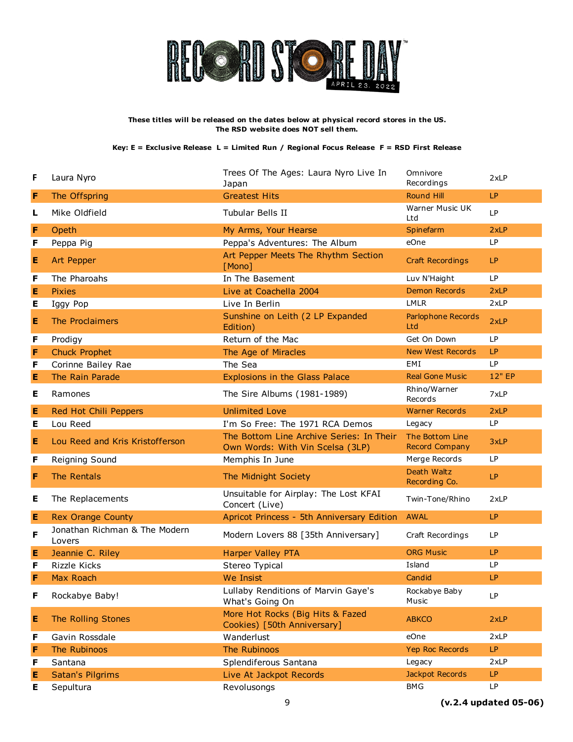**These titles will be released on the dates below at physical record stores in the US.**
**The RSD website does NOT sell them.**

**Key: E = Exclusive Release L = Limited Run / Regional Focus Release F = RSD First Release**

| | | | | |
|---|---|---|---|---|
| F | Laura Nyro | Trees Of The Ages: Laura Nyro Live In Japan | Omnivore Recordings | 2xLP |
| F | The Offspring | Greatest Hits | Round Hill | LP |
| L | Mike Oldfield | Tubular Bells II | Warner Music UK Ltd | LP |
| F | Opeth | My Arms, Your Hearse | Spinefarm | 2xLP |
| F | Peppa Pig | Peppa's Adventures: The Album | eOne | LP |
| E | Art Pepper | Art Pepper Meets The Rhythm Section [Mono] | Craft Recordings | LP |
| F | The Pharoahs | In The Basement | Luv N'Haight | LP |
| E | Pixies | Live at Coachella 2004 | Demon Records | 2xLP |
| E | Iggy Pop | Live In Berlin | LMLR | 2xLP |
| E | The Proclaimers | Sunshine on Leith (2 LP Expanded Edition) | Parlophone Records Ltd | 2xLP |
| F | Prodigy | Return of the Mac | Get On Down | LP |
| F | Chuck Prophet | The Age of Miracles | New West Records | LP |
| F | Corinne Bailey Rae | The Sea | EMI | LP |
| E | The Rain Parade | Explosions in the Glass Palace | Real Gone Music | 12" EP |
| E | Ramones | The Sire Albums (1981-1989) | Rhino/Warner Records | 7xLP |
| E | Red Hot Chili Peppers | Unlimited Love | Warner Records | 2xLP |
| E | Lou Reed | I'm So Free: The 1971 RCA Demos | Legacy | LP |
| E | Lou Reed and Kris Kristofferson | The Bottom Line Archive Series: In Their Own Words: With Vin Scelsa (3LP) | The Bottom Line Record Company | 3xLP |
| F | Reigning Sound | Memphis In June | Merge Records | LP |
| F | The Rentals | The Midnight Society | Death Waltz Recording Co. | LP |
| E | The Replacements | Unsuitable for Airplay: The Lost KFAI Concert (Live) | Twin-Tone/Rhino | 2xLP |
| E | Rex Orange County | Apricot Princess - 5th Anniversary Edition | AWAL | LP |
| F | Jonathan Richman & The Modern Lovers | Modern Lovers 88 [35th Anniversary] | Craft Recordings | LP |
| E | Jeannie C. Riley | Harper Valley PTA | ORG Music | LP |
| F | Rizzle Kicks | Stereo Typical | Island | LP |
| F | Max Roach | We Insist | Candid | LP |
| F | Rockabye Baby! | Lullaby Renditions of Marvin Gaye's What's Going On | Rockabye Baby Music | LP |
| E | The Rolling Stones | More Hot Rocks (Big Hits & Fazed Cookies) [50th Anniversary] | ABKCO | 2xLP |
| F | Gavin Rossdale | Wanderlust | eOne | 2xLP |
| F | The Rubinoos | The Rubinoos | Yep Roc Records | LP |
| F | Santana | Splendiferous Santana | Legacy | 2xLP |
| E | Satan's Pilgrims | Live At Jackpot Records | Jackpot Records | LP |
| E | Sepultura | Revolusongs | BMG | LP |

**(v.2.4 updated 05-06)**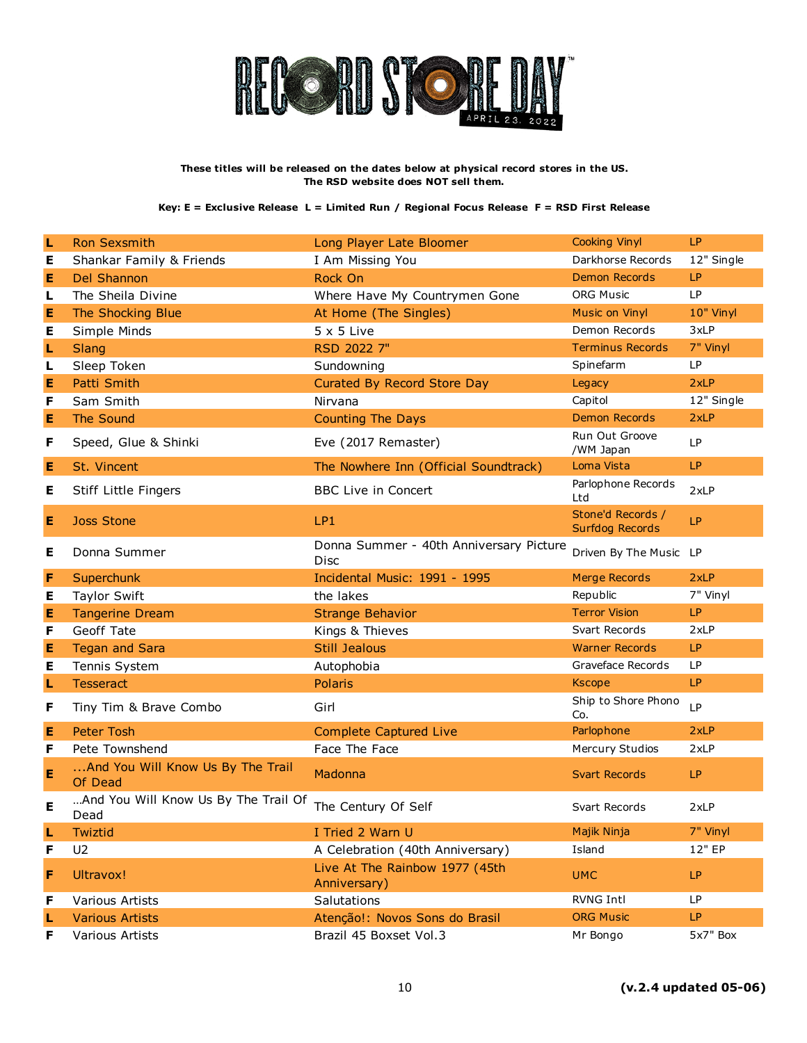**These titles will be released on the dates below at physical record stores in the US. The RSD website does NOT sell them.**

**Key: E = Exclusive Release L = Limited Run / Regional Focus Release F = RSD First Release**

| | | | | |
|---|---|---|---|---|
| L | Ron Sexsmith | Long Player Late Bloomer | Cooking Vinyl | LP |
| E | Shankar Family & Friends | I Am Missing You | Darkhorse Records | 12" Single |
| E | Del Shannon | Rock On | Demon Records | LP |
| L | The Sheila Divine | Where Have My Countrymen Gone | ORG Music | LP |
| E | The Shocking Blue | At Home (The Singles) | Music on Vinyl | 10" Vinyl |
| E | Simple Minds | 5 x 5 Live | Demon Records | 3xLP |
| L | Slang | RSD 2022 7" | Terminus Records | 7" Vinyl |
| L | Sleep Token | Sundowning | Spinefarm | LP |
| E | Patti Smith | Curated By Record Store Day | Legacy | 2xLP |
| F | Sam Smith | Nirvana | Capitol | 12" Single |
| E | The Sound | Counting The Days | Demon Records | 2xLP |
| F | Speed, Glue & Shinki | Eve (2017 Remaster) | Run Out Groove /WM Japan | LP |
| E | St. Vincent | The Nowhere Inn (Official Soundtrack) | Loma Vista | LP |
| E | Stiff Little Fingers | BBC Live in Concert | Parlophone Records Ltd | 2xLP |
| E | Joss Stone | LP1 | Stone'd Records / Surfdog Records | LP |
| E | Donna Summer | Donna Summer - 40th Anniversary Picture Disc | Driven By The Music | LP |
| F | Superchunk | Incidental Music: 1991 - 1995 | Merge Records | 2xLP |
| E | Taylor Swift | the lakes | Republic | 7" Vinyl |
| E | Tangerine Dream | Strange Behavior | Terror Vision | LP |
| F | Geoff Tate | Kings & Thieves | Svart Records | 2xLP |
| E | Tegan and Sara | Still Jealous | Warner Records | LP |
| E | Tennis System | Autophobia | Graveface Records | LP |
| L | Tesseract | Polaris | Kscope | LP |
| F | Tiny Tim & Brave Combo | Girl | Ship to Shore Phono Co. | LP |
| E | Peter Tosh | Complete Captured Live | Parlophone | 2xLP |
| F | Pete Townshend | Face The Face | Mercury Studios | 2xLP |
| E | ...And You Will Know Us By The Trail Of Dead | Madonna | Svart Records | LP |
| E | …And You Will Know Us By The Trail Of Dead | The Century Of Self | Svart Records | 2xLP |
| L | Twiztid | I Tried 2 Warn U | Majik Ninja | 7" Vinyl |
| F | U2 | A Celebration (40th Anniversary) | Island | 12" EP |
| F | Ultravox! | Live At The Rainbow 1977 (45th Anniversary) | UMC | LP |
| F | Various Artists | Salutations | RVNG Intl | LP |
| L | Various Artists | Atenção!: Novos Sons do Brasil | ORG Music | LP |
| F | Various Artists | Brazil 45 Boxset Vol.3 | Mr Bongo | 5x7" Box |

**(v.2.4 updated 05-06)**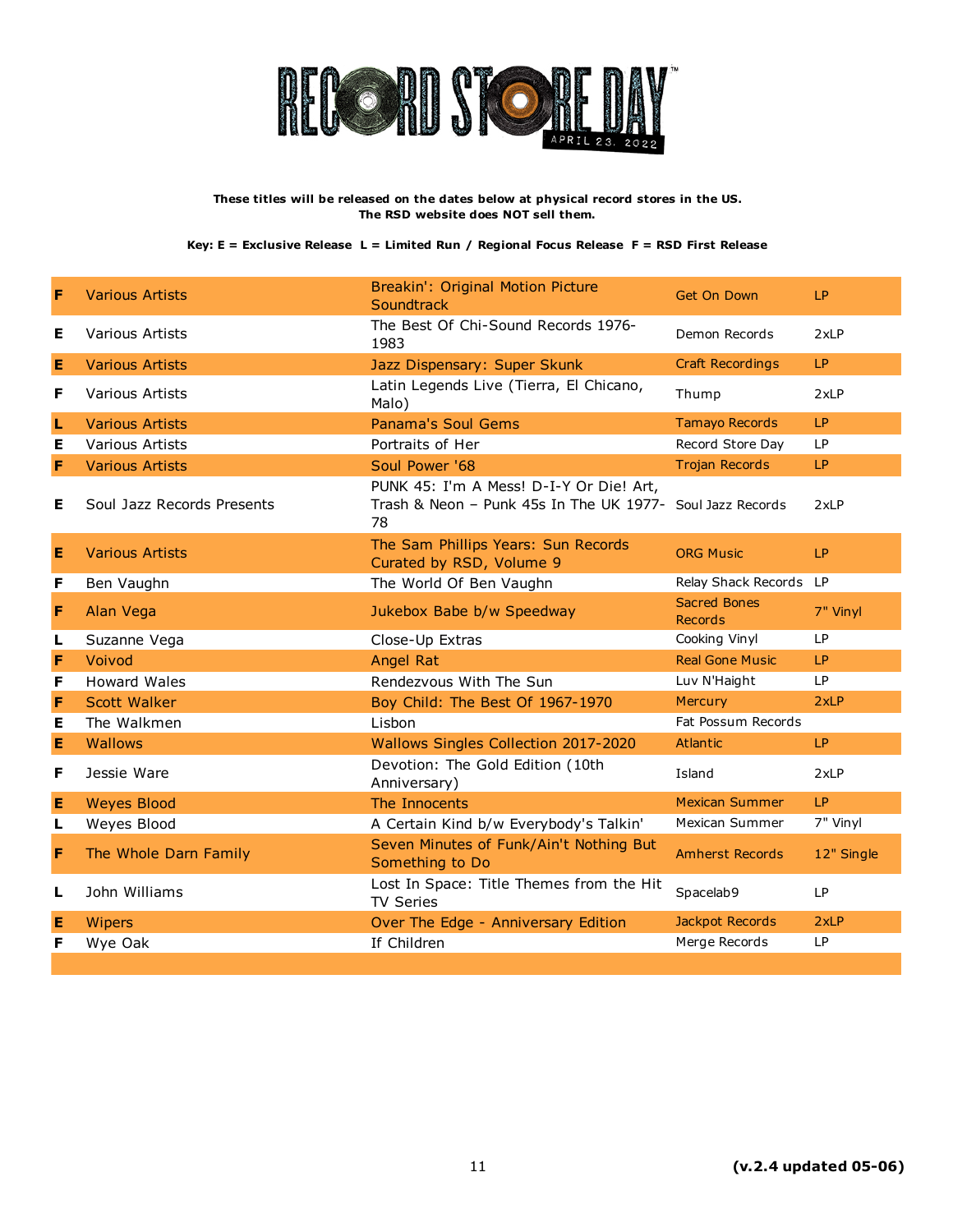These titles will be released on the dates below at physical record stores in the US.
The RSD website does NOT sell them.

**Key: E = Exclusive Release L = Limited Run / Regional Focus Release F = RSD First Release**

| | | | | |
|---|---|---|---|---|
| F | Various Artists | Breakin': Original Motion Picture Soundtrack | Get On Down | LP |
| E | Various Artists | The Best Of Chi-Sound Records 1976-1983 | Demon Records | 2xLP |
| E | Various Artists | Jazz Dispensary: Super Skunk | Craft Recordings | LP |
| F | Various Artists | Latin Legends Live (Tierra, El Chicano, Malo) | Thump | 2xLP |
| L | Various Artists | Panama's Soul Gems | Tamayo Records | LP |
| E | Various Artists | Portraits of Her | Record Store Day | LP |
| F | Various Artists | Soul Power '68 | Trojan Records | LP |
| E | Soul Jazz Records Presents | PUNK 45: I'm A Mess! D-I-Y Or Die! Art, Trash & Neon – Punk 45s In The UK 1977-78 | Soul Jazz Records | 2xLP |
| E | Various Artists | The Sam Phillips Years: Sun Records Curated by RSD, Volume 9 | ORG Music | LP |
| F | Ben Vaughn | The World Of Ben Vaughn | Relay Shack Records | LP |
| F | Alan Vega | Jukebox Babe b/w Speedway | Sacred Bones Records | 7" Vinyl |
| L | Suzanne Vega | Close-Up Extras | Cooking Vinyl | LP |
| F | Voivod | Angel Rat | Real Gone Music | LP |
| F | Howard Wales | Rendezvous With The Sun | Luv N'Haight | LP |
| F | Scott Walker | Boy Child: The Best Of 1967-1970 | Mercury | 2xLP |
| E | The Walkmen | Lisbon | Fat Possum Records | |
| E | Wallows | Wallows Singles Collection 2017-2020 | Atlantic | LP |
| F | Jessie Ware | Devotion: The Gold Edition (10th Anniversary) | Island | 2xLP |
| E | Weyes Blood | The Innocents | Mexican Summer | LP |
| L | Weyes Blood | A Certain Kind b/w Everybody's Talkin' | Mexican Summer | 7" Vinyl |
| F | The Whole Darn Family | Seven Minutes of Funk/Ain't Nothing But Something to Do | Amherst Records | 12" Single |
| L | John Williams | Lost In Space: Title Themes from the Hit TV Series | Spacelab9 | LP |
| E | Wipers | Over The Edge - Anniversary Edition | Jackpot Records | 2xLP |
| F | Wye Oak | If Children | Merge Records | LP |

**(v.2.4 updated 05-06)**